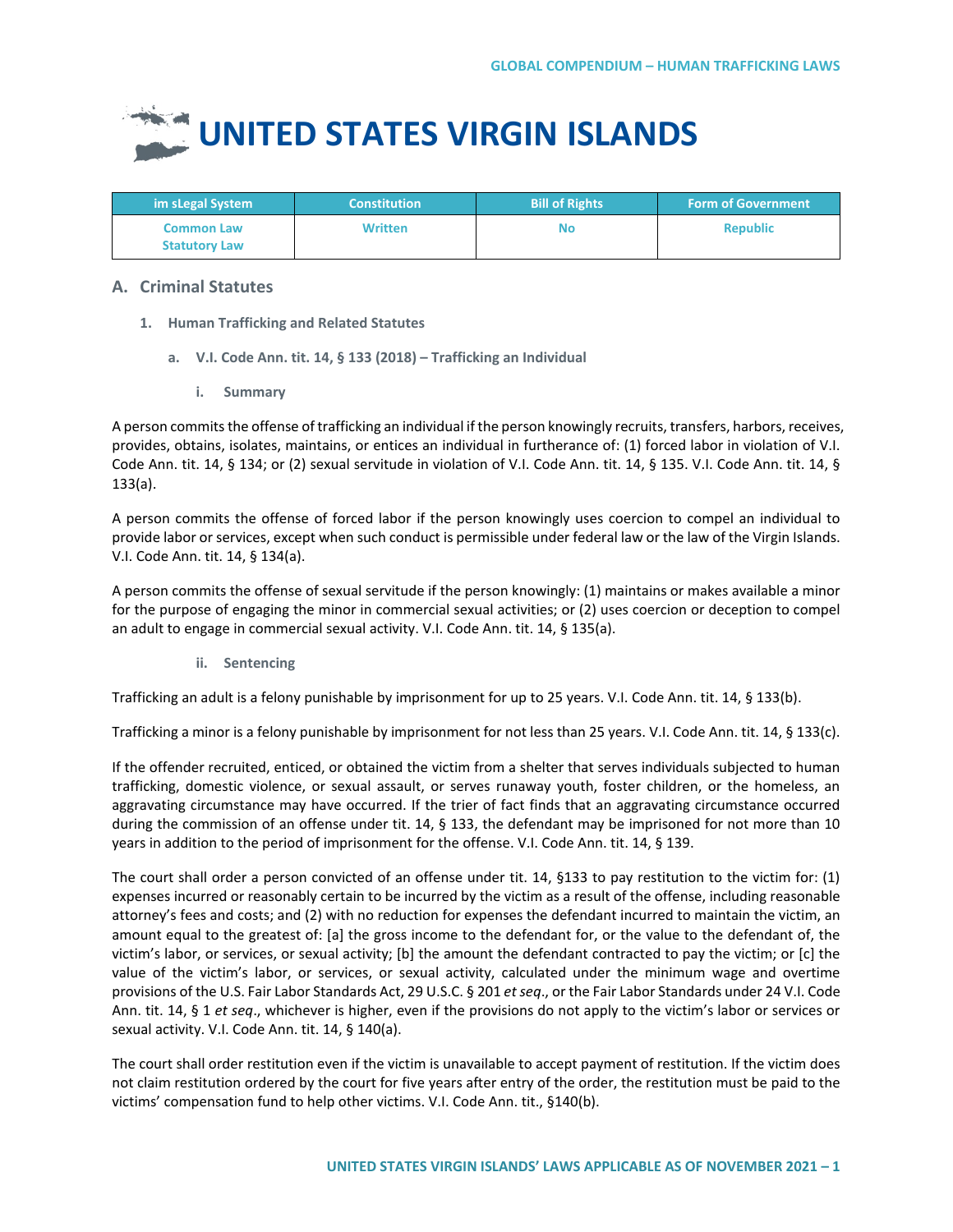# UNITED STATES VIRGIN ISLANDS

| im sLegal System | Constitution | Bill of Rights | Form of Government |
| --- | --- | --- | --- |
| Common Law<br>Statutory Law | Written | No | Republic |

## A. Criminal Statutes

### 1. Human Trafficking and Related Statutes

#### a. V.I. Code Ann. tit. 14, § 133 (2018) – Trafficking an Individual

##### i. Summary

A person commits the offense of trafficking an individual if the person knowingly recruits, transfers, harbors, receives, provides, obtains, isolates, maintains, or entices an individual in furtherance of: (1) forced labor in violation of V.I. Code Ann. tit. 14, § 134; or (2) sexual servitude in violation of V.I. Code Ann. tit. 14, § 135. V.I. Code Ann. tit. 14, § 133(a).

A person commits the offense of forced labor if the person knowingly uses coercion to compel an individual to provide labor or services, except when such conduct is permissible under federal law or the law of the Virgin Islands. V.I. Code Ann. tit. 14, § 134(a).

A person commits the offense of sexual servitude if the person knowingly: (1) maintains or makes available a minor for the purpose of engaging the minor in commercial sexual activities; or (2) uses coercion or deception to compel an adult to engage in commercial sexual activity. V.I. Code Ann. tit. 14, § 135(a).

##### ii. Sentencing

Trafficking an adult is a felony punishable by imprisonment for up to 25 years. V.I. Code Ann. tit. 14, § 133(b).

Trafficking a minor is a felony punishable by imprisonment for not less than 25 years. V.I. Code Ann. tit. 14, § 133(c).

If the offender recruited, enticed, or obtained the victim from a shelter that serves individuals subjected to human trafficking, domestic violence, or sexual assault, or serves runaway youth, foster children, or the homeless, an aggravating circumstance may have occurred. If the trier of fact finds that an aggravating circumstance occurred during the commission of an offense under tit. 14, § 133, the defendant may be imprisoned for not more than 10 years in addition to the period of imprisonment for the offense. V.I. Code Ann. tit. 14, § 139.

The court shall order a person convicted of an offense under tit. 14, §133 to pay restitution to the victim for: (1) expenses incurred or reasonably certain to be incurred by the victim as a result of the offense, including reasonable attorney's fees and costs; and (2) with no reduction for expenses the defendant incurred to maintain the victim, an amount equal to the greatest of: [a] the gross income to the defendant for, or the value to the defendant of, the victim's labor, or services, or sexual activity; [b] the amount the defendant contracted to pay the victim; or [c] the value of the victim's labor, or services, or sexual activity, calculated under the minimum wage and overtime provisions of the U.S. Fair Labor Standards Act, 29 U.S.C. § 201 *et seq*., or the Fair Labor Standards under 24 V.I. Code Ann. tit. 14, § 1 *et seq*., whichever is higher, even if the provisions do not apply to the victim's labor or services or sexual activity. V.I. Code Ann. tit. 14, § 140(a).

The court shall order restitution even if the victim is unavailable to accept payment of restitution. If the victim does not claim restitution ordered by the court for five years after entry of the order, the restitution must be paid to the victims' compensation fund to help other victims. V.I. Code Ann. tit., §140(b).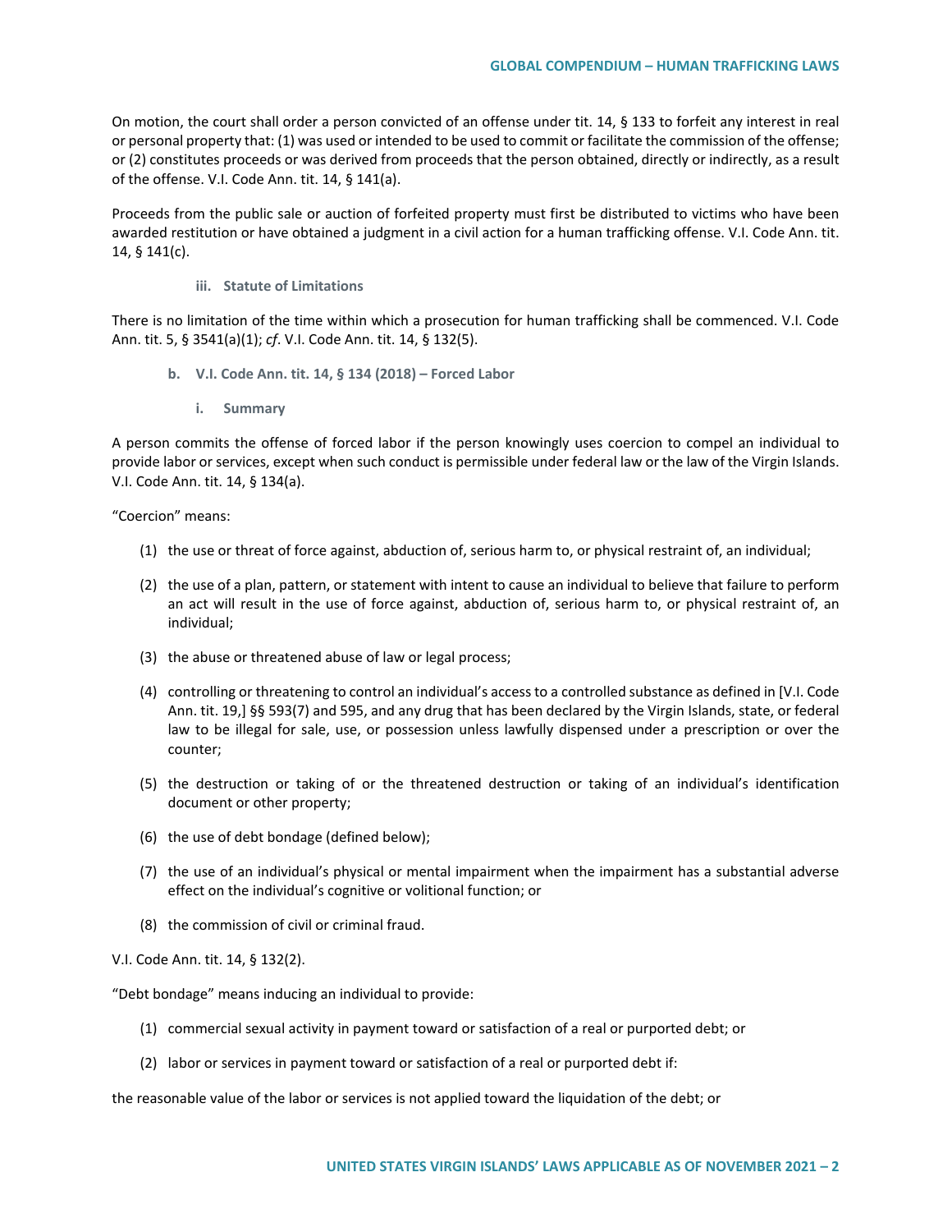On motion, the court shall order a person convicted of an offense under tit. 14, § 133 to forfeit any interest in real or personal property that: (1) was used or intended to be used to commit or facilitate the commission of the offense; or (2) constitutes proceeds or was derived from proceeds that the person obtained, directly or indirectly, as a result of the offense. V.I. Code Ann. tit. 14, § 141(a).

Proceeds from the public sale or auction of forfeited property must first be distributed to victims who have been awarded restitution or have obtained a judgment in a civil action for a human trafficking offense. V.I. Code Ann. tit. 14, § 141(c).

#### iii. Statute of Limitations

There is no limitation of the time within which a prosecution for human trafficking shall be commenced. V.I. Code Ann. tit. 5, § 3541(a)(1); *cf*. V.I. Code Ann. tit. 14, § 132(5).

### b. V.I. Code Ann. tit. 14, § 134 (2018) – Forced Labor

#### i. Summary

A person commits the offense of forced labor if the person knowingly uses coercion to compel an individual to provide labor or services, except when such conduct is permissible under federal law or the law of the Virgin Islands. V.I. Code Ann. tit. 14, § 134(a).

"Coercion" means:

(1) the use or threat of force against, abduction of, serious harm to, or physical restraint of, an individual;

(2) the use of a plan, pattern, or statement with intent to cause an individual to believe that failure to perform an act will result in the use of force against, abduction of, serious harm to, or physical restraint of, an individual;

(3) the abuse or threatened abuse of law or legal process;

(4) controlling or threatening to control an individual's access to a controlled substance as defined in [V.I. Code Ann. tit. 19,] §§ 593(7) and 595, and any drug that has been declared by the Virgin Islands, state, or federal law to be illegal for sale, use, or possession unless lawfully dispensed under a prescription or over the counter;

(5) the destruction or taking of or the threatened destruction or taking of an individual's identification document or other property;

(6) the use of debt bondage (defined below);

(7) the use of an individual's physical or mental impairment when the impairment has a substantial adverse effect on the individual's cognitive or volitional function; or

(8) the commission of civil or criminal fraud.

V.I. Code Ann. tit. 14, § 132(2).

"Debt bondage" means inducing an individual to provide:

(1) commercial sexual activity in payment toward or satisfaction of a real or purported debt; or

(2) labor or services in payment toward or satisfaction of a real or purported debt if:

the reasonable value of the labor or services is not applied toward the liquidation of the debt; or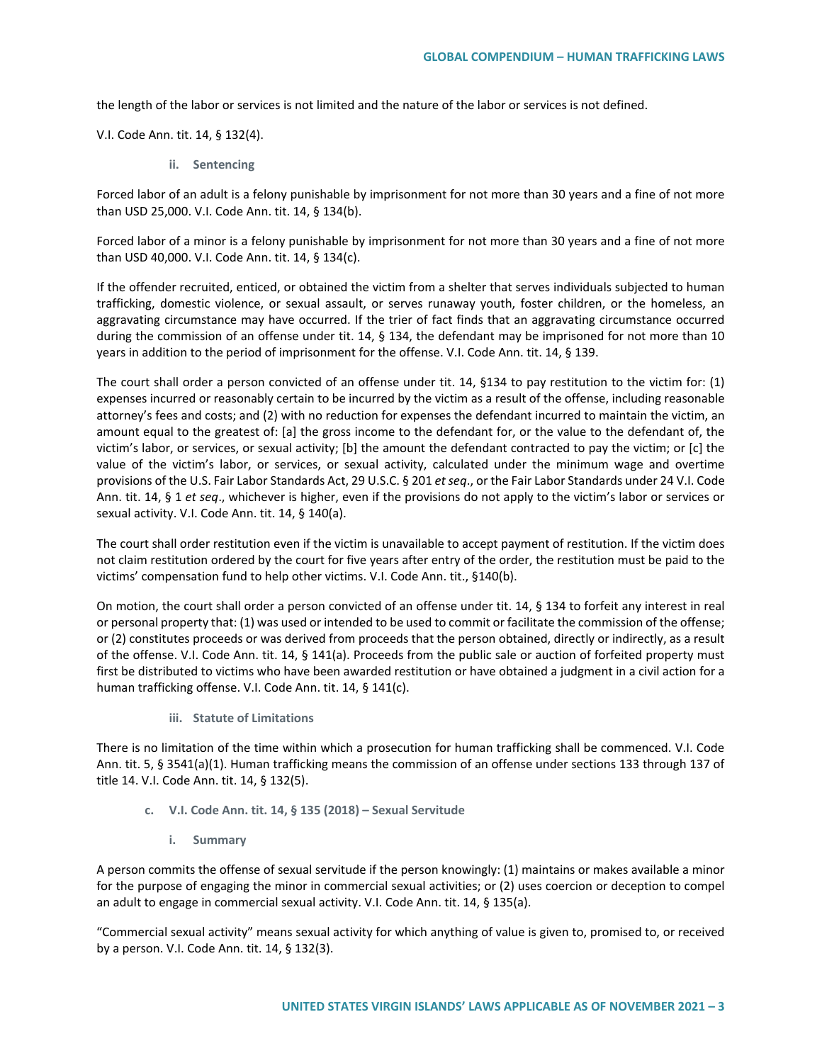the length of the labor or services is not limited and the nature of the labor or services is not defined.

V.I. Code Ann. tit. 14, § 132(4).

#### ii. Sentencing

Forced labor of an adult is a felony punishable by imprisonment for not more than 30 years and a fine of not more than USD 25,000. V.I. Code Ann. tit. 14, § 134(b).

Forced labor of a minor is a felony punishable by imprisonment for not more than 30 years and a fine of not more than USD 40,000. V.I. Code Ann. tit. 14, § 134(c).

If the offender recruited, enticed, or obtained the victim from a shelter that serves individuals subjected to human trafficking, domestic violence, or sexual assault, or serves runaway youth, foster children, or the homeless, an aggravating circumstance may have occurred. If the trier of fact finds that an aggravating circumstance occurred during the commission of an offense under tit. 14, § 134, the defendant may be imprisoned for not more than 10 years in addition to the period of imprisonment for the offense. V.I. Code Ann. tit. 14, § 139.

The court shall order a person convicted of an offense under tit. 14, §134 to pay restitution to the victim for: (1) expenses incurred or reasonably certain to be incurred by the victim as a result of the offense, including reasonable attorney's fees and costs; and (2) with no reduction for expenses the defendant incurred to maintain the victim, an amount equal to the greatest of: [a] the gross income to the defendant for, or the value to the defendant of, the victim's labor, or services, or sexual activity; [b] the amount the defendant contracted to pay the victim; or [c] the value of the victim's labor, or services, or sexual activity, calculated under the minimum wage and overtime provisions of the U.S. Fair Labor Standards Act, 29 U.S.C. § 201 *et seq*., or the Fair Labor Standards under 24 V.I. Code Ann. tit. 14, § 1 *et seq*., whichever is higher, even if the provisions do not apply to the victim's labor or services or sexual activity. V.I. Code Ann. tit. 14, § 140(a).

The court shall order restitution even if the victim is unavailable to accept payment of restitution. If the victim does not claim restitution ordered by the court for five years after entry of the order, the restitution must be paid to the victims' compensation fund to help other victims. V.I. Code Ann. tit., §140(b).

On motion, the court shall order a person convicted of an offense under tit. 14, § 134 to forfeit any interest in real or personal property that: (1) was used or intended to be used to commit or facilitate the commission of the offense; or (2) constitutes proceeds or was derived from proceeds that the person obtained, directly or indirectly, as a result of the offense. V.I. Code Ann. tit. 14, § 141(a). Proceeds from the public sale or auction of forfeited property must first be distributed to victims who have been awarded restitution or have obtained a judgment in a civil action for a human trafficking offense. V.I. Code Ann. tit. 14, § 141(c).

#### iii. Statute of Limitations

There is no limitation of the time within which a prosecution for human trafficking shall be commenced. V.I. Code Ann. tit. 5, § 3541(a)(1). Human trafficking means the commission of an offense under sections 133 through 137 of title 14. V.I. Code Ann. tit. 14, § 132(5).

### c. V.I. Code Ann. tit. 14, § 135 (2018) – Sexual Servitude

#### i. Summary

A person commits the offense of sexual servitude if the person knowingly: (1) maintains or makes available a minor for the purpose of engaging the minor in commercial sexual activities; or (2) uses coercion or deception to compel an adult to engage in commercial sexual activity. V.I. Code Ann. tit. 14, § 135(a).

"Commercial sexual activity" means sexual activity for which anything of value is given to, promised to, or received by a person. V.I. Code Ann. tit. 14, § 132(3).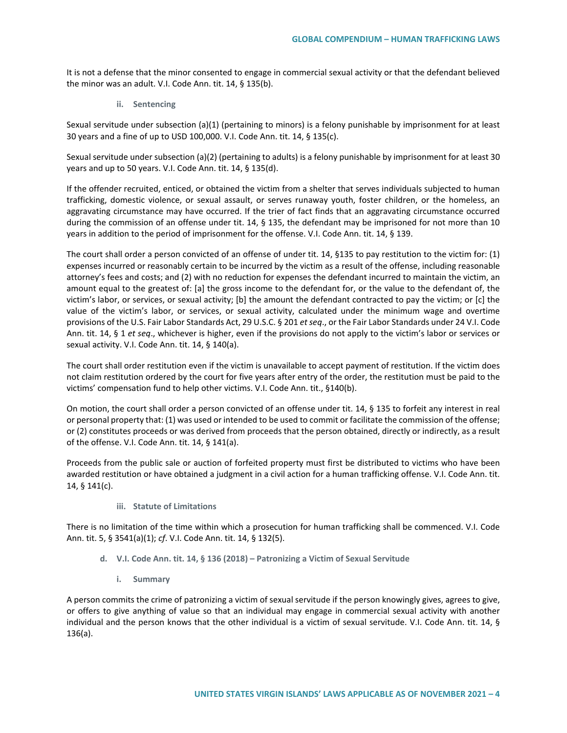It is not a defense that the minor consented to engage in commercial sexual activity or that the defendant believed the minor was an adult. V.I. Code Ann. tit. 14, § 135(b).

#### ii. Sentencing

Sexual servitude under subsection (a)(1) (pertaining to minors) is a felony punishable by imprisonment for at least 30 years and a fine of up to USD 100,000. V.I. Code Ann. tit. 14, § 135(c).

Sexual servitude under subsection (a)(2) (pertaining to adults) is a felony punishable by imprisonment for at least 30 years and up to 50 years. V.I. Code Ann. tit. 14, § 135(d).

If the offender recruited, enticed, or obtained the victim from a shelter that serves individuals subjected to human trafficking, domestic violence, or sexual assault, or serves runaway youth, foster children, or the homeless, an aggravating circumstance may have occurred. If the trier of fact finds that an aggravating circumstance occurred during the commission of an offense under tit. 14, § 135, the defendant may be imprisoned for not more than 10 years in addition to the period of imprisonment for the offense. V.I. Code Ann. tit. 14, § 139.

The court shall order a person convicted of an offense of under tit. 14, §135 to pay restitution to the victim for: (1) expenses incurred or reasonably certain to be incurred by the victim as a result of the offense, including reasonable attorney's fees and costs; and (2) with no reduction for expenses the defendant incurred to maintain the victim, an amount equal to the greatest of: [a] the gross income to the defendant for, or the value to the defendant of, the victim's labor, or services, or sexual activity; [b] the amount the defendant contracted to pay the victim; or [c] the value of the victim's labor, or services, or sexual activity, calculated under the minimum wage and overtime provisions of the U.S. Fair Labor Standards Act, 29 U.S.C. § 201 *et seq*., or the Fair Labor Standards under 24 V.I. Code Ann. tit. 14, § 1 *et seq*., whichever is higher, even if the provisions do not apply to the victim's labor or services or sexual activity. V.I. Code Ann. tit. 14, § 140(a).

The court shall order restitution even if the victim is unavailable to accept payment of restitution. If the victim does not claim restitution ordered by the court for five years after entry of the order, the restitution must be paid to the victims' compensation fund to help other victims. V.I. Code Ann. tit., §140(b).

On motion, the court shall order a person convicted of an offense under tit. 14, § 135 to forfeit any interest in real or personal property that: (1) was used or intended to be used to commit or facilitate the commission of the offense; or (2) constitutes proceeds or was derived from proceeds that the person obtained, directly or indirectly, as a result of the offense. V.I. Code Ann. tit. 14, § 141(a).

Proceeds from the public sale or auction of forfeited property must first be distributed to victims who have been awarded restitution or have obtained a judgment in a civil action for a human trafficking offense. V.I. Code Ann. tit. 14, § 141(c).

#### iii. Statute of Limitations

There is no limitation of the time within which a prosecution for human trafficking shall be commenced. V.I. Code Ann. tit. 5, § 3541(a)(1); *cf*. V.I. Code Ann. tit. 14, § 132(5).

### d. V.I. Code Ann. tit. 14, § 136 (2018) – Patronizing a Victim of Sexual Servitude

#### i. Summary

A person commits the crime of patronizing a victim of sexual servitude if the person knowingly gives, agrees to give, or offers to give anything of value so that an individual may engage in commercial sexual activity with another individual and the person knows that the other individual is a victim of sexual servitude. V.I. Code Ann. tit. 14, § 136(a).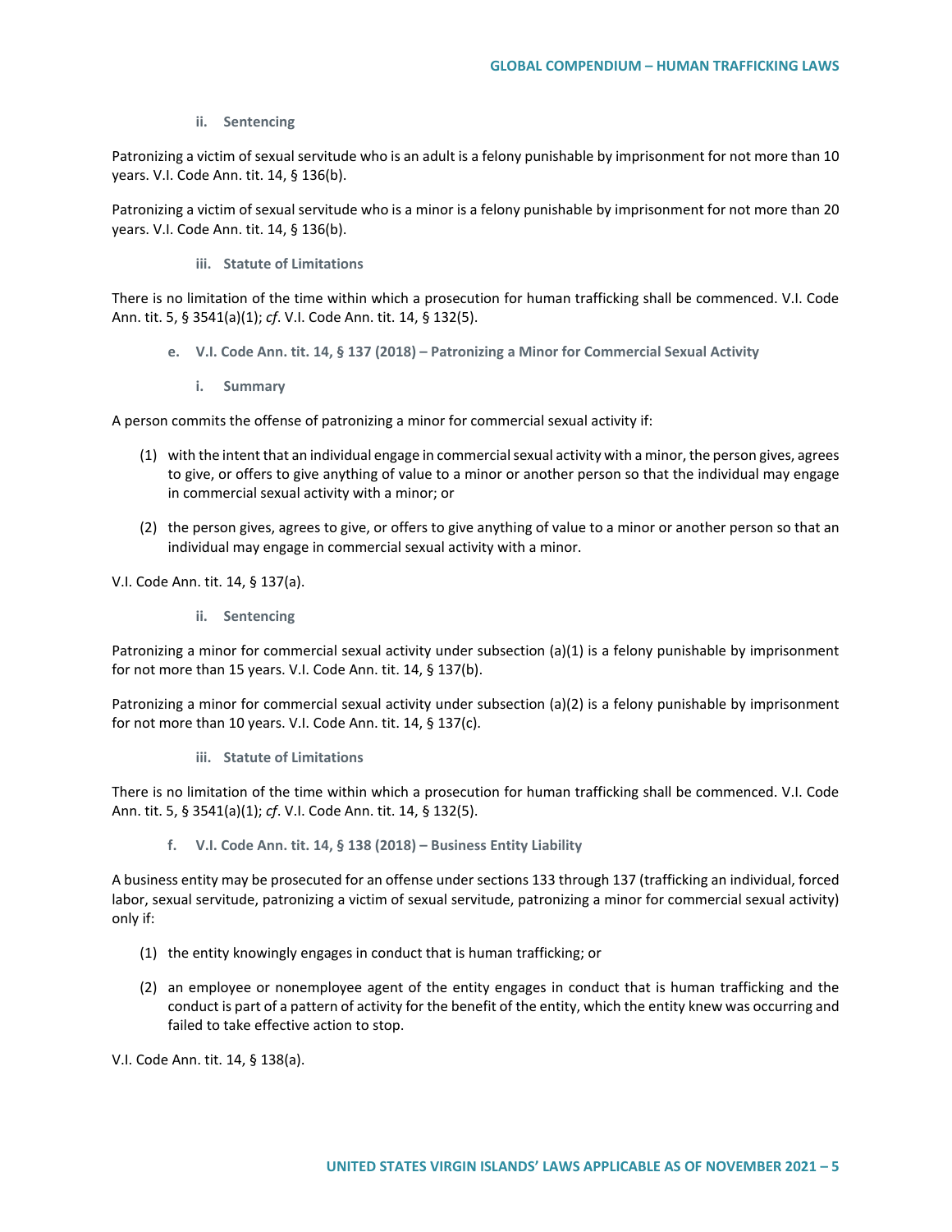#### ii. Sentencing

Patronizing a victim of sexual servitude who is an adult is a felony punishable by imprisonment for not more than 10 years. V.I. Code Ann. tit. 14, § 136(b).

Patronizing a victim of sexual servitude who is a minor is a felony punishable by imprisonment for not more than 20 years. V.I. Code Ann. tit. 14, § 136(b).

#### iii. Statute of Limitations

There is no limitation of the time within which a prosecution for human trafficking shall be commenced. V.I. Code Ann. tit. 5, § 3541(a)(1); *cf*. V.I. Code Ann. tit. 14, § 132(5).

### e. V.I. Code Ann. tit. 14, § 137 (2018) – Patronizing a Minor for Commercial Sexual Activity

#### i. Summary

A person commits the offense of patronizing a minor for commercial sexual activity if:

(1) with the intent that an individual engage in commercial sexual activity with a minor, the person gives, agrees to give, or offers to give anything of value to a minor or another person so that the individual may engage in commercial sexual activity with a minor; or

(2) the person gives, agrees to give, or offers to give anything of value to a minor or another person so that an individual may engage in commercial sexual activity with a minor.

V.I. Code Ann. tit. 14, § 137(a).

#### ii. Sentencing

Patronizing a minor for commercial sexual activity under subsection (a)(1) is a felony punishable by imprisonment for not more than 15 years. V.I. Code Ann. tit. 14, § 137(b).

Patronizing a minor for commercial sexual activity under subsection (a)(2) is a felony punishable by imprisonment for not more than 10 years. V.I. Code Ann. tit. 14, § 137(c).

#### iii. Statute of Limitations

There is no limitation of the time within which a prosecution for human trafficking shall be commenced. V.I. Code Ann. tit. 5, § 3541(a)(1); *cf*. V.I. Code Ann. tit. 14, § 132(5).

### f. V.I. Code Ann. tit. 14, § 138 (2018) – Business Entity Liability

A business entity may be prosecuted for an offense under sections 133 through 137 (trafficking an individual, forced labor, sexual servitude, patronizing a victim of sexual servitude, patronizing a minor for commercial sexual activity) only if:

(1) the entity knowingly engages in conduct that is human trafficking; or

(2) an employee or nonemployee agent of the entity engages in conduct that is human trafficking and the conduct is part of a pattern of activity for the benefit of the entity, which the entity knew was occurring and failed to take effective action to stop.

V.I. Code Ann. tit. 14, § 138(a).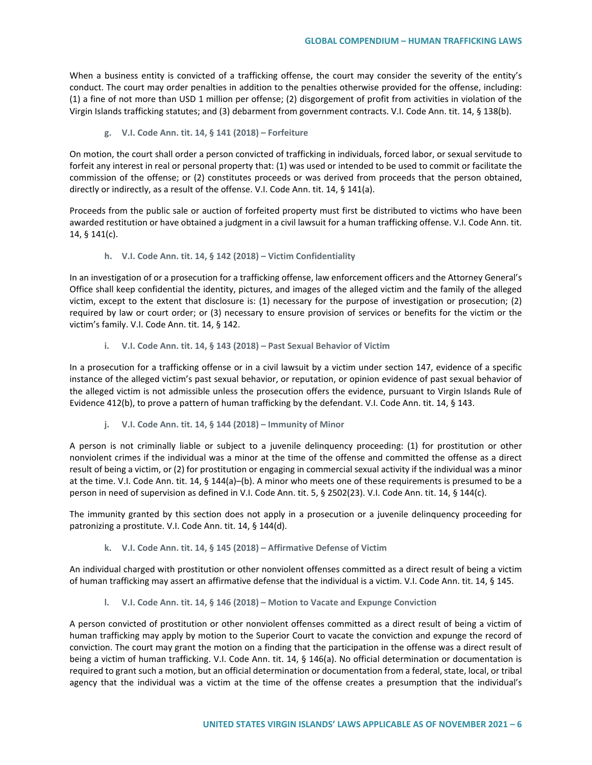When a business entity is convicted of a trafficking offense, the court may consider the severity of the entity's conduct. The court may order penalties in addition to the penalties otherwise provided for the offense, including: (1) a fine of not more than USD 1 million per offense; (2) disgorgement of profit from activities in violation of the Virgin Islands trafficking statutes; and (3) debarment from government contracts. V.I. Code Ann. tit. 14, § 138(b).

#### g. V.I. Code Ann. tit. 14, § 141 (2018) – Forfeiture

On motion, the court shall order a person convicted of trafficking in individuals, forced labor, or sexual servitude to forfeit any interest in real or personal property that: (1) was used or intended to be used to commit or facilitate the commission of the offense; or (2) constitutes proceeds or was derived from proceeds that the person obtained, directly or indirectly, as a result of the offense. V.I. Code Ann. tit. 14, § 141(a).

Proceeds from the public sale or auction of forfeited property must first be distributed to victims who have been awarded restitution or have obtained a judgment in a civil lawsuit for a human trafficking offense. V.I. Code Ann. tit. 14, § 141(c).

#### h. V.I. Code Ann. tit. 14, § 142 (2018) – Victim Confidentiality

In an investigation of or a prosecution for a trafficking offense, law enforcement officers and the Attorney General's Office shall keep confidential the identity, pictures, and images of the alleged victim and the family of the alleged victim, except to the extent that disclosure is: (1) necessary for the purpose of investigation or prosecution; (2) required by law or court order; or (3) necessary to ensure provision of services or benefits for the victim or the victim's family. V.I. Code Ann. tit. 14, § 142.

#### i. V.I. Code Ann. tit. 14, § 143 (2018) – Past Sexual Behavior of Victim

In a prosecution for a trafficking offense or in a civil lawsuit by a victim under section 147, evidence of a specific instance of the alleged victim's past sexual behavior, or reputation, or opinion evidence of past sexual behavior of the alleged victim is not admissible unless the prosecution offers the evidence, pursuant to Virgin Islands Rule of Evidence 412(b), to prove a pattern of human trafficking by the defendant. V.I. Code Ann. tit. 14, § 143.

#### j. V.I. Code Ann. tit. 14, § 144 (2018) – Immunity of Minor

A person is not criminally liable or subject to a juvenile delinquency proceeding: (1) for prostitution or other nonviolent crimes if the individual was a minor at the time of the offense and committed the offense as a direct result of being a victim, or (2) for prostitution or engaging in commercial sexual activity if the individual was a minor at the time. V.I. Code Ann. tit. 14, § 144(a)–(b). A minor who meets one of these requirements is presumed to be a person in need of supervision as defined in V.I. Code Ann. tit. 5, § 2502(23). V.I. Code Ann. tit. 14, § 144(c).

The immunity granted by this section does not apply in a prosecution or a juvenile delinquency proceeding for patronizing a prostitute. V.I. Code Ann. tit. 14, § 144(d).

#### k. V.I. Code Ann. tit. 14, § 145 (2018) – Affirmative Defense of Victim

An individual charged with prostitution or other nonviolent offenses committed as a direct result of being a victim of human trafficking may assert an affirmative defense that the individual is a victim. V.I. Code Ann. tit. 14, § 145.

#### l. V.I. Code Ann. tit. 14, § 146 (2018) – Motion to Vacate and Expunge Conviction

A person convicted of prostitution or other nonviolent offenses committed as a direct result of being a victim of human trafficking may apply by motion to the Superior Court to vacate the conviction and expunge the record of conviction. The court may grant the motion on a finding that the participation in the offense was a direct result of being a victim of human trafficking. V.I. Code Ann. tit. 14, § 146(a). No official determination or documentation is required to grant such a motion, but an official determination or documentation from a federal, state, local, or tribal agency that the individual was a victim at the time of the offense creates a presumption that the individual's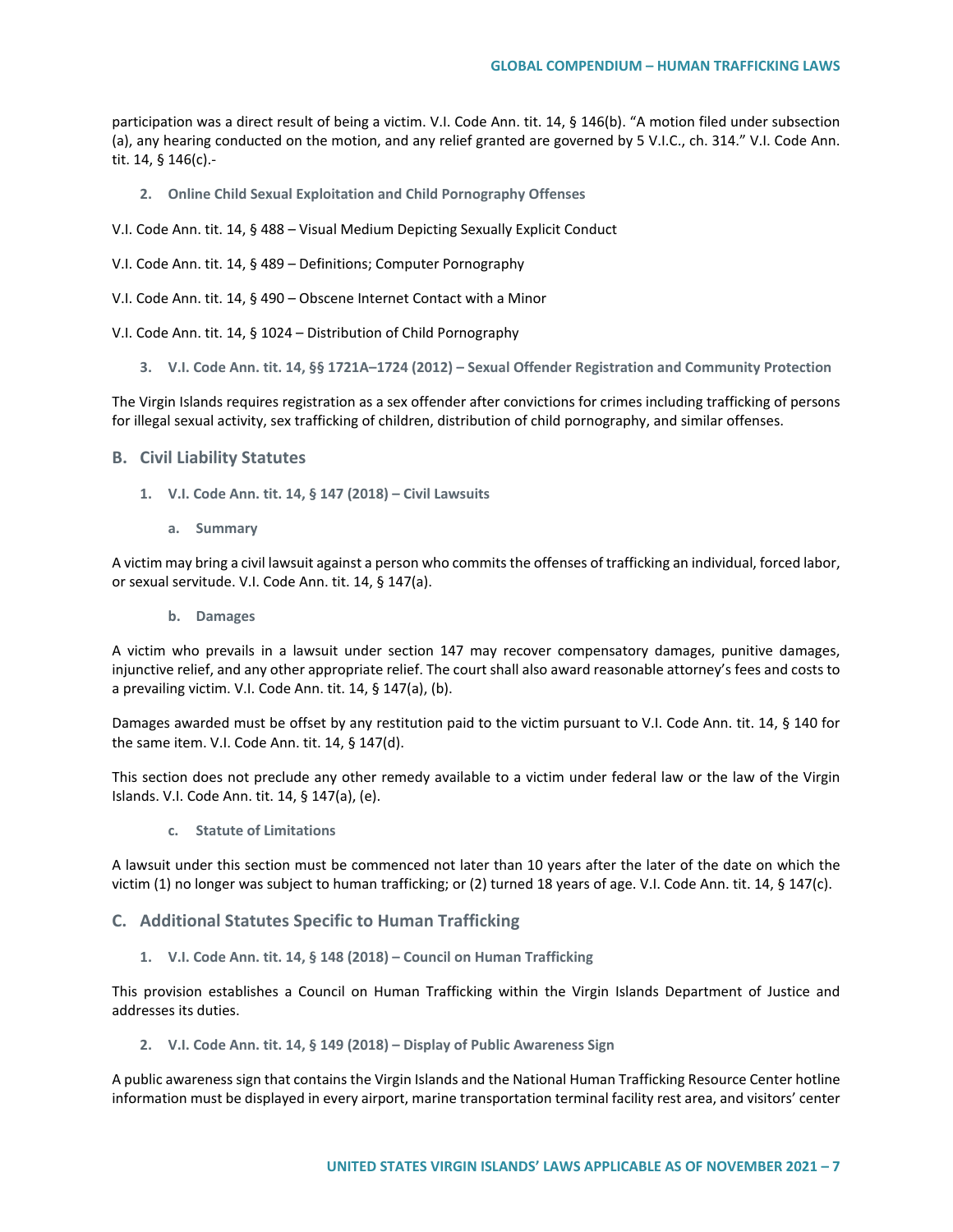participation was a direct result of being a victim. V.I. Code Ann. tit. 14, § 146(b). "A motion filed under subsection (a), any hearing conducted on the motion, and any relief granted are governed by 5 V.I.C., ch. 314." V.I. Code Ann. tit. 14, § 146(c).-

#### 2. Online Child Sexual Exploitation and Child Pornography Offenses

V.I. Code Ann. tit. 14, § 488 – Visual Medium Depicting Sexually Explicit Conduct

V.I. Code Ann. tit. 14, § 489 – Definitions; Computer Pornography

V.I. Code Ann. tit. 14, § 490 – Obscene Internet Contact with a Minor

V.I. Code Ann. tit. 14, § 1024 – Distribution of Child Pornography

#### 3. V.I. Code Ann. tit. 14, §§ 1721A–1724 (2012) – Sexual Offender Registration and Community Protection

The Virgin Islands requires registration as a sex offender after convictions for crimes including trafficking of persons for illegal sexual activity, sex trafficking of children, distribution of child pornography, and similar offenses.

### B. Civil Liability Statutes

#### 1. V.I. Code Ann. tit. 14, § 147 (2018) – Civil Lawsuits

##### a. Summary

A victim may bring a civil lawsuit against a person who commits the offenses of trafficking an individual, forced labor, or sexual servitude. V.I. Code Ann. tit. 14, § 147(a).

##### b. Damages

A victim who prevails in a lawsuit under section 147 may recover compensatory damages, punitive damages, injunctive relief, and any other appropriate relief. The court shall also award reasonable attorney's fees and costs to a prevailing victim. V.I. Code Ann. tit. 14, § 147(a), (b).

Damages awarded must be offset by any restitution paid to the victim pursuant to V.I. Code Ann. tit. 14, § 140 for the same item. V.I. Code Ann. tit. 14, § 147(d).

This section does not preclude any other remedy available to a victim under federal law or the law of the Virgin Islands. V.I. Code Ann. tit. 14, § 147(a), (e).

##### c. Statute of Limitations

A lawsuit under this section must be commenced not later than 10 years after the later of the date on which the victim (1) no longer was subject to human trafficking; or (2) turned 18 years of age. V.I. Code Ann. tit. 14, § 147(c).

### C. Additional Statutes Specific to Human Trafficking

#### 1. V.I. Code Ann. tit. 14, § 148 (2018) – Council on Human Trafficking

This provision establishes a Council on Human Trafficking within the Virgin Islands Department of Justice and addresses its duties.

#### 2. V.I. Code Ann. tit. 14, § 149 (2018) – Display of Public Awareness Sign

A public awareness sign that contains the Virgin Islands and the National Human Trafficking Resource Center hotline information must be displayed in every airport, marine transportation terminal facility rest area, and visitors' center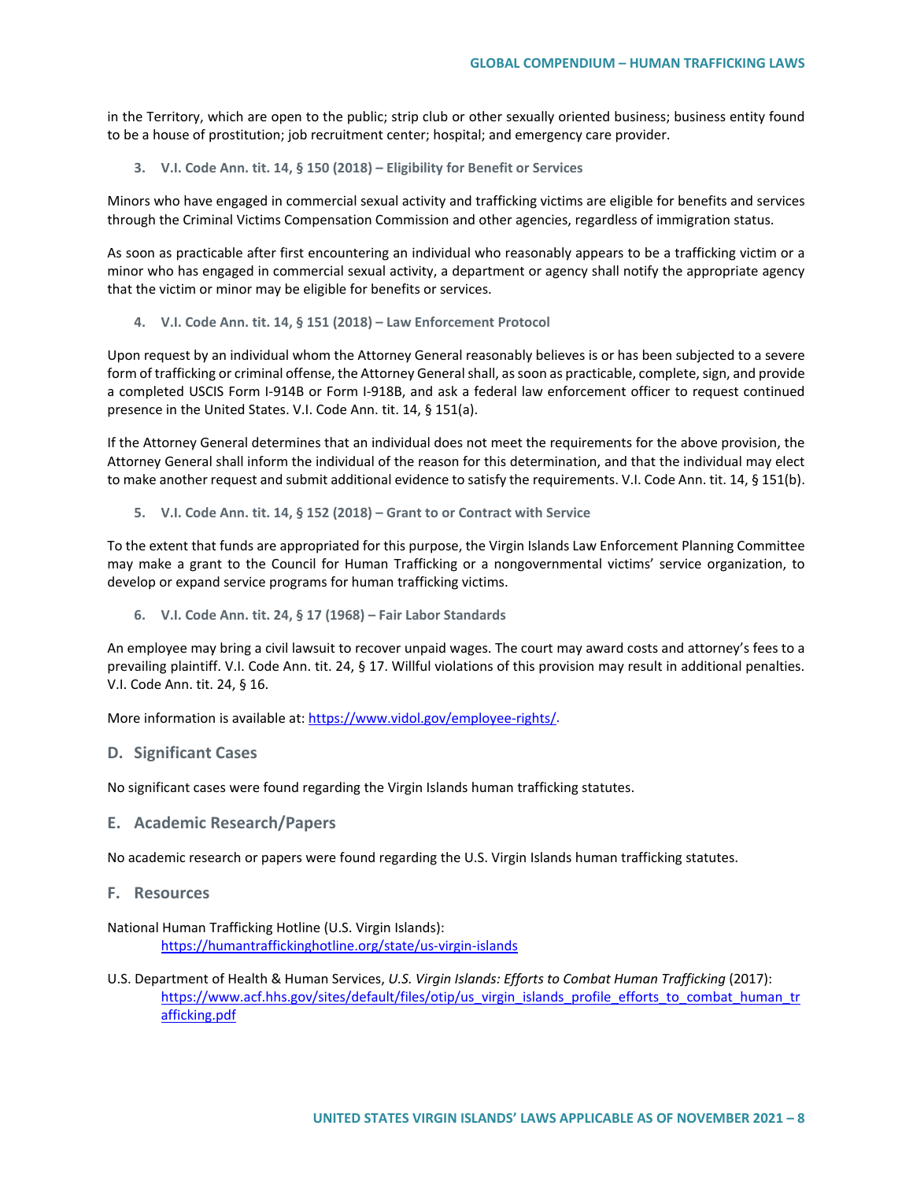in the Territory, which are open to the public; strip club or other sexually oriented business; business entity found to be a house of prostitution; job recruitment center; hospital; and emergency care provider.

#### 3. V.I. Code Ann. tit. 14, § 150 (2018) – Eligibility for Benefit or Services

Minors who have engaged in commercial sexual activity and trafficking victims are eligible for benefits and services through the Criminal Victims Compensation Commission and other agencies, regardless of immigration status.

As soon as practicable after first encountering an individual who reasonably appears to be a trafficking victim or a minor who has engaged in commercial sexual activity, a department or agency shall notify the appropriate agency that the victim or minor may be eligible for benefits or services.

#### 4. V.I. Code Ann. tit. 14, § 151 (2018) – Law Enforcement Protocol

Upon request by an individual whom the Attorney General reasonably believes is or has been subjected to a severe form of trafficking or criminal offense, the Attorney General shall, as soon as practicable, complete, sign, and provide a completed USCIS Form I-914B or Form I-918B, and ask a federal law enforcement officer to request continued presence in the United States. V.I. Code Ann. tit. 14, § 151(a).

If the Attorney General determines that an individual does not meet the requirements for the above provision, the Attorney General shall inform the individual of the reason for this determination, and that the individual may elect to make another request and submit additional evidence to satisfy the requirements. V.I. Code Ann. tit. 14, § 151(b).

#### 5. V.I. Code Ann. tit. 14, § 152 (2018) – Grant to or Contract with Service

To the extent that funds are appropriated for this purpose, the Virgin Islands Law Enforcement Planning Committee may make a grant to the Council for Human Trafficking or a nongovernmental victims' service organization, to develop or expand service programs for human trafficking victims.

#### 6. V.I. Code Ann. tit. 24, § 17 (1968) – Fair Labor Standards

An employee may bring a civil lawsuit to recover unpaid wages. The court may award costs and attorney's fees to a prevailing plaintiff. V.I. Code Ann. tit. 24, § 17. Willful violations of this provision may result in additional penalties. V.I. Code Ann. tit. 24, § 16.

More information is available at: [https://www.vidol.gov/employee-rights/](https://www.vidol.gov/employee-rights/).

## D. Significant Cases

No significant cases were found regarding the Virgin Islands human trafficking statutes.

## E. Academic Research/Papers

No academic research or papers were found regarding the U.S. Virgin Islands human trafficking statutes.

## F. Resources

National Human Trafficking Hotline (U.S. Virgin Islands):
[https://humantraffickinghotline.org/state/us-virgin-islands](https://humantraffickinghotline.org/state/us-virgin-islands)

U.S. Department of Health & Human Services, *U.S. Virgin Islands: Efforts to Combat Human Trafficking* (2017):
[https://www.acf.hhs.gov/sites/default/files/otip/us_virgin_islands_profile_efforts_to_combat_human_trafficking.pdf](https://www.acf.hhs.gov/sites/default/files/otip/us_virgin_islands_profile_efforts_to_combat_human_trafficking.pdf)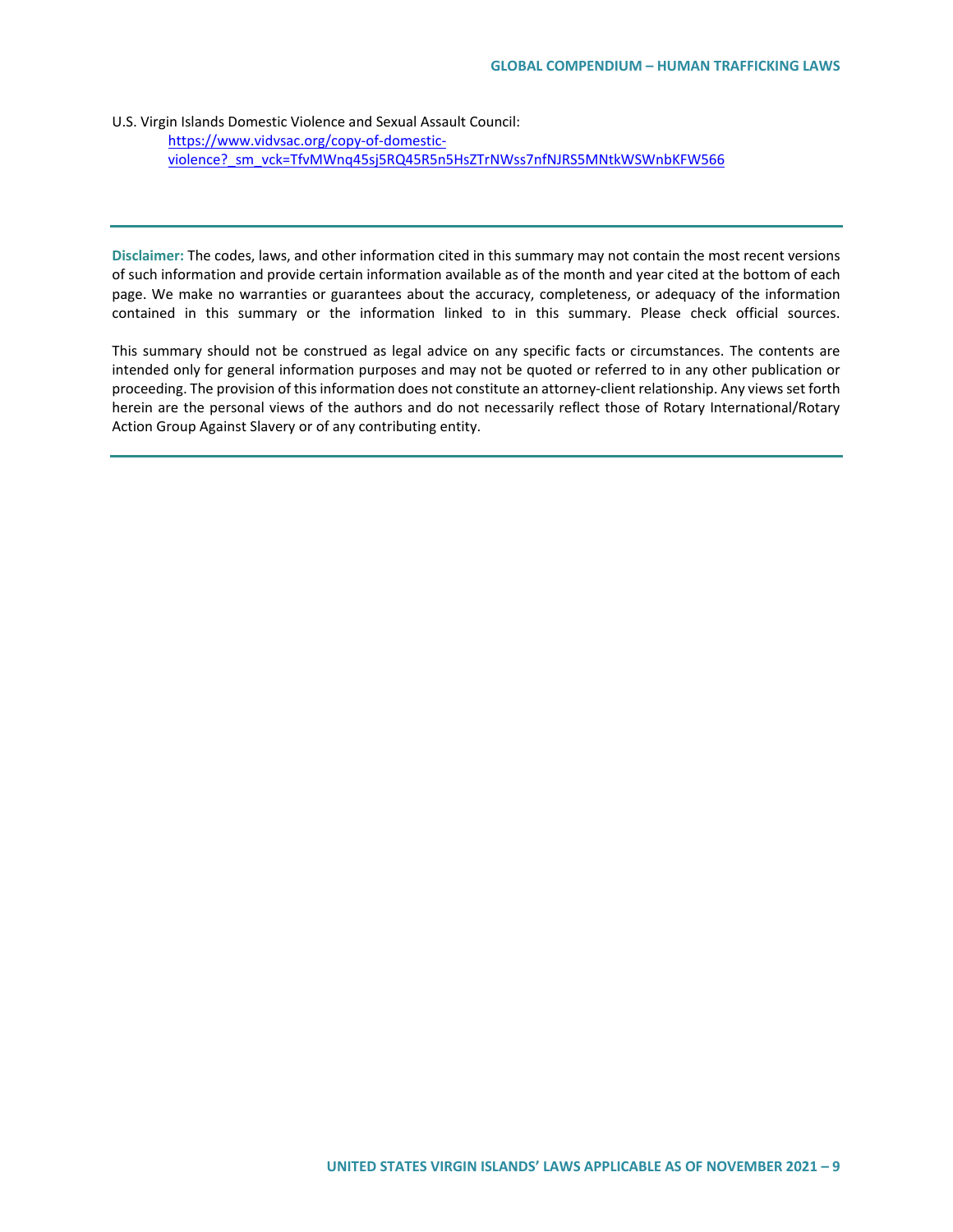U.S. Virgin Islands Domestic Violence and Sexual Assault Council:

https://www.vidvsac.org/copy-of-domestic-violence?_sm_vck=TfvMWnq45sj5RQ45R5n5HsZTrNWss7nfNJRS5MNtkWSWnbKFW566

---

**Disclaimer:** The codes, laws, and other information cited in this summary may not contain the most recent versions of such information and provide certain information available as of the month and year cited at the bottom of each page. We make no warranties or guarantees about the accuracy, completeness, or adequacy of the information contained in this summary or the information linked to in this summary. Please check official sources.

This summary should not be construed as legal advice on any specific facts or circumstances. The contents are intended only for general information purposes and may not be quoted or referred to in any other publication or proceeding. The provision of this information does not constitute an attorney-client relationship. Any views set forth herein are the personal views of the authors and do not necessarily reflect those of Rotary International/Rotary Action Group Against Slavery or of any contributing entity.

---